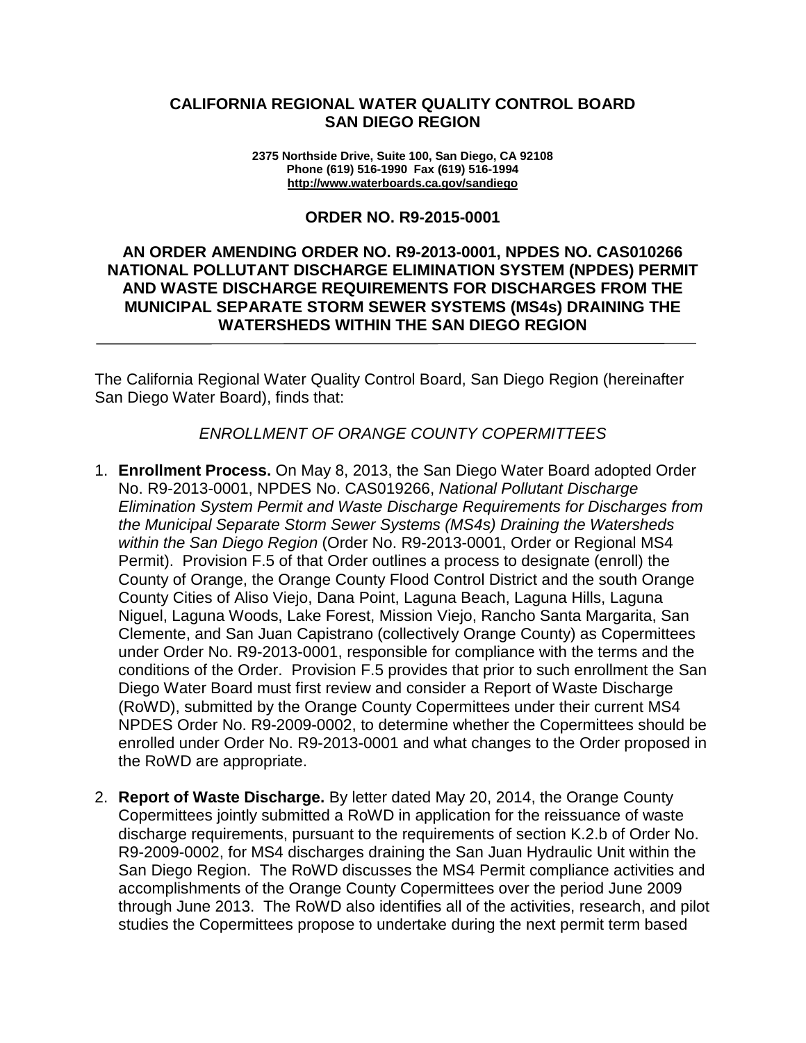**CALIFORNIA REGIONAL WATER QUALITY CONTROL BOARD**
**SAN DIEGO REGION**

**2375 Northside Drive, Suite 100, San Diego, CA 92108**
**Phone (619) 516-1990 Fax (619) 516-1994**
**http://www.waterboards.ca.gov/sandiego**

# ORDER NO. R9-2015-0001

## AN ORDER AMENDING ORDER NO. R9-2013-0001, NPDES NO. CAS010266 NATIONAL POLLUTANT DISCHARGE ELIMINATION SYSTEM (NPDES) PERMIT AND WASTE DISCHARGE REQUIREMENTS FOR DISCHARGES FROM THE MUNICIPAL SEPARATE STORM SEWER SYSTEMS (MS4s) DRAINING THE WATERSHEDS WITHIN THE SAN DIEGO REGION

---

The California Regional Water Quality Control Board, San Diego Region (hereinafter San Diego Water Board), finds that:

*ENROLLMENT OF ORANGE COUNTY COPERMITTEES*

1. **Enrollment Process.** On May 8, 2013, the San Diego Water Board adopted Order No. R9-2013-0001, NPDES No. CAS019266, *National Pollutant Discharge Elimination System Permit and Waste Discharge Requirements for Discharges from the Municipal Separate Storm Sewer Systems (MS4s) Draining the Watersheds within the San Diego Region* (Order No. R9-2013-0001, Order or Regional MS4 Permit). Provision F.5 of that Order outlines a process to designate (enroll) the County of Orange, the Orange County Flood Control District and the south Orange County Cities of Aliso Viejo, Dana Point, Laguna Beach, Laguna Hills, Laguna Niguel, Laguna Woods, Lake Forest, Mission Viejo, Rancho Santa Margarita, San Clemente, and San Juan Capistrano (collectively Orange County) as Copermittees under Order No. R9-2013-0001, responsible for compliance with the terms and the conditions of the Order. Provision F.5 provides that prior to such enrollment the San Diego Water Board must first review and consider a Report of Waste Discharge (RoWD), submitted by the Orange County Copermittees under their current MS4 NPDES Order No. R9-2009-0002, to determine whether the Copermittees should be enrolled under Order No. R9-2013-0001 and what changes to the Order proposed in the RoWD are appropriate.

2. **Report of Waste Discharge.** By letter dated May 20, 2014, the Orange County Copermittees jointly submitted a RoWD in application for the reissuance of waste discharge requirements, pursuant to the requirements of section K.2.b of Order No. R9-2009-0002, for MS4 discharges draining the San Juan Hydraulic Unit within the San Diego Region. The RoWD discusses the MS4 Permit compliance activities and accomplishments of the Orange County Copermittees over the period June 2009 through June 2013. The RoWD also identifies all of the activities, research, and pilot studies the Copermittees propose to undertake during the next permit term based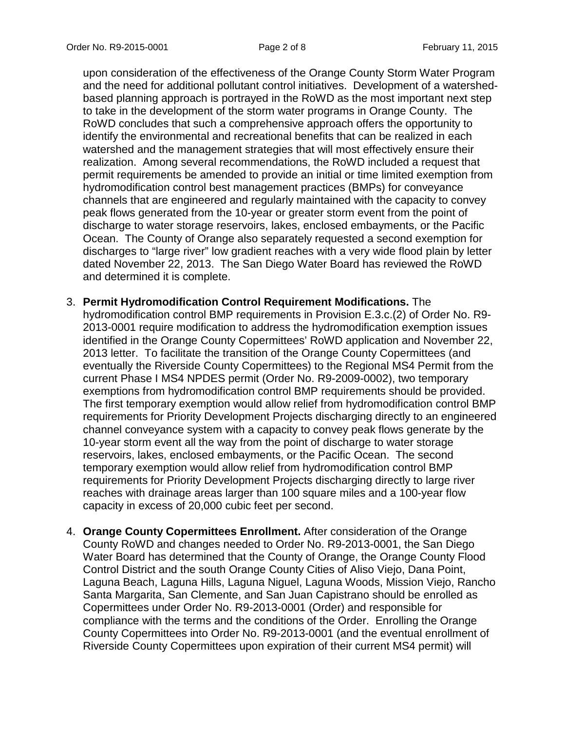upon consideration of the effectiveness of the Orange County Storm Water Program and the need for additional pollutant control initiatives. Development of a watershed-based planning approach is portrayed in the RoWD as the most important next step to take in the development of the storm water programs in Orange County. The RoWD concludes that such a comprehensive approach offers the opportunity to identify the environmental and recreational benefits that can be realized in each watershed and the management strategies that will most effectively ensure their realization. Among several recommendations, the RoWD included a request that permit requirements be amended to provide an initial or time limited exemption from hydromodification control best management practices (BMPs) for conveyance channels that are engineered and regularly maintained with the capacity to convey peak flows generated from the 10-year or greater storm event from the point of discharge to water storage reservoirs, lakes, enclosed embayments, or the Pacific Ocean. The County of Orange also separately requested a second exemption for discharges to "large river" low gradient reaches with a very wide flood plain by letter dated November 22, 2013. The San Diego Water Board has reviewed the RoWD and determined it is complete.

3. **Permit Hydromodification Control Requirement Modifications.** The hydromodification control BMP requirements in Provision E.3.c.(2) of Order No. R9-2013-0001 require modification to address the hydromodification exemption issues identified in the Orange County Copermittees' RoWD application and November 22, 2013 letter. To facilitate the transition of the Orange County Copermittees (and eventually the Riverside County Copermittees) to the Regional MS4 Permit from the current Phase I MS4 NPDES permit (Order No. R9-2009-0002), two temporary exemptions from hydromodification control BMP requirements should be provided. The first temporary exemption would allow relief from hydromodification control BMP requirements for Priority Development Projects discharging directly to an engineered channel conveyance system with a capacity to convey peak flows generate by the 10-year storm event all the way from the point of discharge to water storage reservoirs, lakes, enclosed embayments, or the Pacific Ocean. The second temporary exemption would allow relief from hydromodification control BMP requirements for Priority Development Projects discharging directly to large river reaches with drainage areas larger than 100 square miles and a 100-year flow capacity in excess of 20,000 cubic feet per second.

4. **Orange County Copermittees Enrollment.** After consideration of the Orange County RoWD and changes needed to Order No. R9-2013-0001, the San Diego Water Board has determined that the County of Orange, the Orange County Flood Control District and the south Orange County Cities of Aliso Viejo, Dana Point, Laguna Beach, Laguna Hills, Laguna Niguel, Laguna Woods, Mission Viejo, Rancho Santa Margarita, San Clemente, and San Juan Capistrano should be enrolled as Copermittees under Order No. R9-2013-0001 (Order) and responsible for compliance with the terms and the conditions of the Order. Enrolling the Orange County Copermittees into Order No. R9-2013-0001 (and the eventual enrollment of Riverside County Copermittees upon expiration of their current MS4 permit) will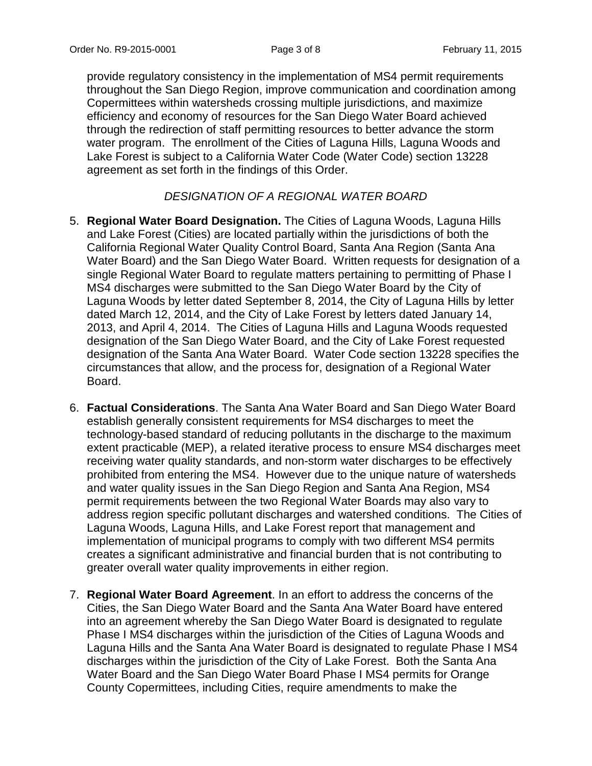provide regulatory consistency in the implementation of MS4 permit requirements throughout the San Diego Region, improve communication and coordination among Copermittees within watersheds crossing multiple jurisdictions, and maximize efficiency and economy of resources for the San Diego Water Board achieved through the redirection of staff permitting resources to better advance the storm water program. The enrollment of the Cities of Laguna Hills, Laguna Woods and Lake Forest is subject to a California Water Code (Water Code) section 13228 agreement as set forth in the findings of this Order.

*DESIGNATION OF A REGIONAL WATER BOARD*

5. **Regional Water Board Designation.** The Cities of Laguna Woods, Laguna Hills and Lake Forest (Cities) are located partially within the jurisdictions of both the California Regional Water Quality Control Board, Santa Ana Region (Santa Ana Water Board) and the San Diego Water Board. Written requests for designation of a single Regional Water Board to regulate matters pertaining to permitting of Phase I MS4 discharges were submitted to the San Diego Water Board by the City of Laguna Woods by letter dated September 8, 2014, the City of Laguna Hills by letter dated March 12, 2014, and the City of Lake Forest by letters dated January 14, 2013, and April 4, 2014. The Cities of Laguna Hills and Laguna Woods requested designation of the San Diego Water Board, and the City of Lake Forest requested designation of the Santa Ana Water Board. Water Code section 13228 specifies the circumstances that allow, and the process for, designation of a Regional Water Board.

6. **Factual Considerations**. The Santa Ana Water Board and San Diego Water Board establish generally consistent requirements for MS4 discharges to meet the technology-based standard of reducing pollutants in the discharge to the maximum extent practicable (MEP), a related iterative process to ensure MS4 discharges meet receiving water quality standards, and non-storm water discharges to be effectively prohibited from entering the MS4. However due to the unique nature of watersheds and water quality issues in the San Diego Region and Santa Ana Region, MS4 permit requirements between the two Regional Water Boards may also vary to address region specific pollutant discharges and watershed conditions. The Cities of Laguna Woods, Laguna Hills, and Lake Forest report that management and implementation of municipal programs to comply with two different MS4 permits creates a significant administrative and financial burden that is not contributing to greater overall water quality improvements in either region.

7. **Regional Water Board Agreement**. In an effort to address the concerns of the Cities, the San Diego Water Board and the Santa Ana Water Board have entered into an agreement whereby the San Diego Water Board is designated to regulate Phase I MS4 discharges within the jurisdiction of the Cities of Laguna Woods and Laguna Hills and the Santa Ana Water Board is designated to regulate Phase I MS4 discharges within the jurisdiction of the City of Lake Forest. Both the Santa Ana Water Board and the San Diego Water Board Phase I MS4 permits for Orange County Copermittees, including Cities, require amendments to make the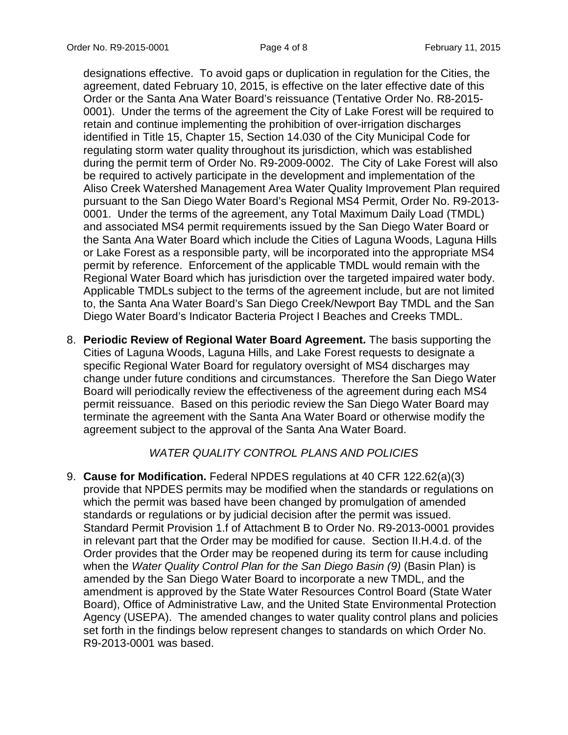designations effective. To avoid gaps or duplication in regulation for the Cities, the agreement, dated February 10, 2015, is effective on the later effective date of this Order or the Santa Ana Water Board's reissuance (Tentative Order No. R8-2015-0001). Under the terms of the agreement the City of Lake Forest will be required to retain and continue implementing the prohibition of over-irrigation discharges identified in Title 15, Chapter 15, Section 14.030 of the City Municipal Code for regulating storm water quality throughout its jurisdiction, which was established during the permit term of Order No. R9-2009-0002. The City of Lake Forest will also be required to actively participate in the development and implementation of the Aliso Creek Watershed Management Area Water Quality Improvement Plan required pursuant to the San Diego Water Board's Regional MS4 Permit, Order No. R9-2013-0001. Under the terms of the agreement, any Total Maximum Daily Load (TMDL) and associated MS4 permit requirements issued by the San Diego Water Board or the Santa Ana Water Board which include the Cities of Laguna Woods, Laguna Hills or Lake Forest as a responsible party, will be incorporated into the appropriate MS4 permit by reference. Enforcement of the applicable TMDL would remain with the Regional Water Board which has jurisdiction over the targeted impaired water body. Applicable TMDLs subject to the terms of the agreement include, but are not limited to, the Santa Ana Water Board's San Diego Creek/Newport Bay TMDL and the San Diego Water Board's Indicator Bacteria Project I Beaches and Creeks TMDL.

8. **Periodic Review of Regional Water Board Agreement.** The basis supporting the Cities of Laguna Woods, Laguna Hills, and Lake Forest requests to designate a specific Regional Water Board for regulatory oversight of MS4 discharges may change under future conditions and circumstances. Therefore the San Diego Water Board will periodically review the effectiveness of the agreement during each MS4 permit reissuance. Based on this periodic review the San Diego Water Board may terminate the agreement with the Santa Ana Water Board or otherwise modify the agreement subject to the approval of the Santa Ana Water Board.

*WATER QUALITY CONTROL PLANS AND POLICIES*

9. **Cause for Modification.** Federal NPDES regulations at 40 CFR 122.62(a)(3) provide that NPDES permits may be modified when the standards or regulations on which the permit was based have been changed by promulgation of amended standards or regulations or by judicial decision after the permit was issued. Standard Permit Provision 1.f of Attachment B to Order No. R9-2013-0001 provides in relevant part that the Order may be modified for cause. Section II.H.4.d. of the Order provides that the Order may be reopened during its term for cause including when the *Water Quality Control Plan for the San Diego Basin (9)* (Basin Plan) is amended by the San Diego Water Board to incorporate a new TMDL, and the amendment is approved by the State Water Resources Control Board (State Water Board), Office of Administrative Law, and the United State Environmental Protection Agency (USEPA). The amended changes to water quality control plans and policies set forth in the findings below represent changes to standards on which Order No. R9-2013-0001 was based.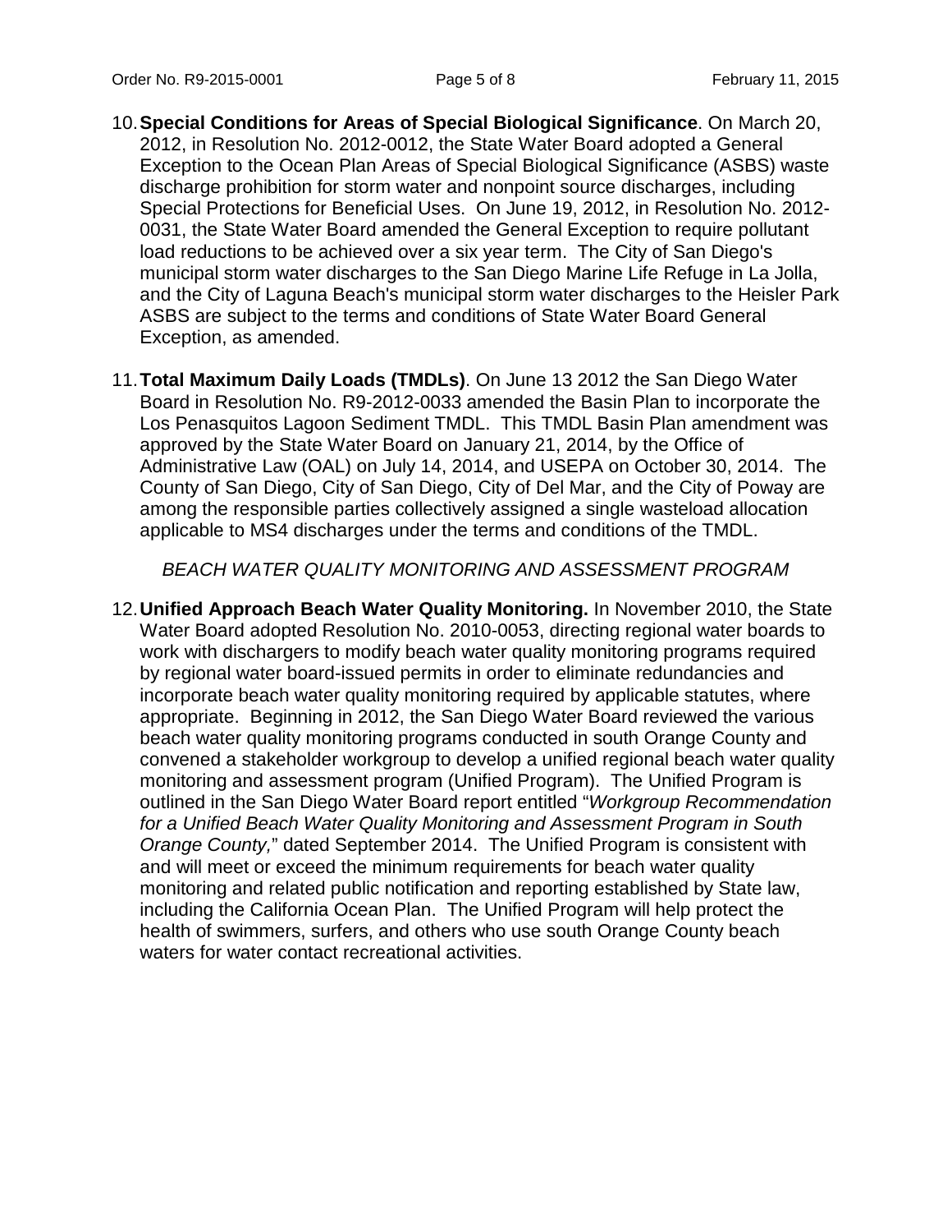10. **Special Conditions for Areas of Special Biological Significance**. On March 20, 2012, in Resolution No. 2012-0012, the State Water Board adopted a General Exception to the Ocean Plan Areas of Special Biological Significance (ASBS) waste discharge prohibition for storm water and nonpoint source discharges, including Special Protections for Beneficial Uses. On June 19, 2012, in Resolution No. 2012-0031, the State Water Board amended the General Exception to require pollutant load reductions to be achieved over a six year term. The City of San Diego's municipal storm water discharges to the San Diego Marine Life Refuge in La Jolla, and the City of Laguna Beach's municipal storm water discharges to the Heisler Park ASBS are subject to the terms and conditions of State Water Board General Exception, as amended.

11. **Total Maximum Daily Loads (TMDLs)**. On June 13 2012 the San Diego Water Board in Resolution No. R9-2012-0033 amended the Basin Plan to incorporate the Los Penasquitos Lagoon Sediment TMDL. This TMDL Basin Plan amendment was approved by the State Water Board on January 21, 2014, by the Office of Administrative Law (OAL) on July 14, 2014, and USEPA on October 30, 2014. The County of San Diego, City of San Diego, City of Del Mar, and the City of Poway are among the responsible parties collectively assigned a single wasteload allocation applicable to MS4 discharges under the terms and conditions of the TMDL.

*BEACH WATER QUALITY MONITORING AND ASSESSMENT PROGRAM*

12. **Unified Approach Beach Water Quality Monitoring.** In November 2010, the State Water Board adopted Resolution No. 2010-0053, directing regional water boards to work with dischargers to modify beach water quality monitoring programs required by regional water board-issued permits in order to eliminate redundancies and incorporate beach water quality monitoring required by applicable statutes, where appropriate. Beginning in 2012, the San Diego Water Board reviewed the various beach water quality monitoring programs conducted in south Orange County and convened a stakeholder workgroup to develop a unified regional beach water quality monitoring and assessment program (Unified Program). The Unified Program is outlined in the San Diego Water Board report entitled "*Workgroup Recommendation for a Unified Beach Water Quality Monitoring and Assessment Program in South Orange County,*" dated September 2014. The Unified Program is consistent with and will meet or exceed the minimum requirements for beach water quality monitoring and related public notification and reporting established by State law, including the California Ocean Plan. The Unified Program will help protect the health of swimmers, surfers, and others who use south Orange County beach waters for water contact recreational activities.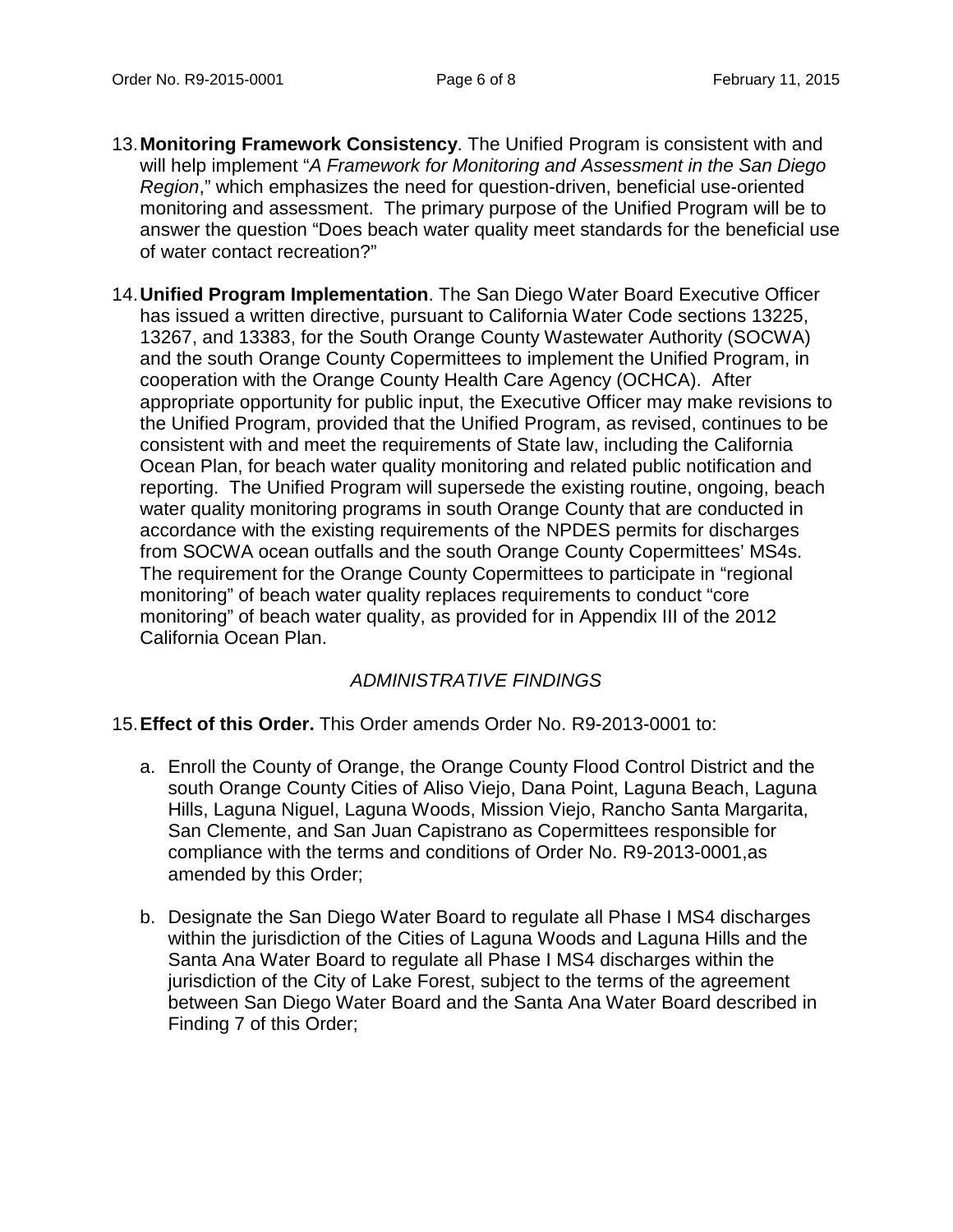13. **Monitoring Framework Consistency**. The Unified Program is consistent with and will help implement "*A Framework for Monitoring and Assessment in the San Diego Region*," which emphasizes the need for question-driven, beneficial use-oriented monitoring and assessment. The primary purpose of the Unified Program will be to answer the question "Does beach water quality meet standards for the beneficial use of water contact recreation?"

14. **Unified Program Implementation**. The San Diego Water Board Executive Officer has issued a written directive, pursuant to California Water Code sections 13225, 13267, and 13383, for the South Orange County Wastewater Authority (SOCWA) and the south Orange County Copermittees to implement the Unified Program, in cooperation with the Orange County Health Care Agency (OCHCA). After appropriate opportunity for public input, the Executive Officer may make revisions to the Unified Program, provided that the Unified Program, as revised, continues to be consistent with and meet the requirements of State law, including the California Ocean Plan, for beach water quality monitoring and related public notification and reporting. The Unified Program will supersede the existing routine, ongoing, beach water quality monitoring programs in south Orange County that are conducted in accordance with the existing requirements of the NPDES permits for discharges from SOCWA ocean outfalls and the south Orange County Copermittees' MS4s. The requirement for the Orange County Copermittees to participate in "regional monitoring" of beach water quality replaces requirements to conduct "core monitoring" of beach water quality, as provided for in Appendix III of the 2012 California Ocean Plan.

## *ADMINISTRATIVE FINDINGS*

15. **Effect of this Order.** This Order amends Order No. R9-2013-0001 to:

    a. Enroll the County of Orange, the Orange County Flood Control District and the south Orange County Cities of Aliso Viejo, Dana Point, Laguna Beach, Laguna Hills, Laguna Niguel, Laguna Woods, Mission Viejo, Rancho Santa Margarita, San Clemente, and San Juan Capistrano as Copermittees responsible for compliance with the terms and conditions of Order No. R9-2013-0001,as amended by this Order;

    b. Designate the San Diego Water Board to regulate all Phase I MS4 discharges within the jurisdiction of the Cities of Laguna Woods and Laguna Hills and the Santa Ana Water Board to regulate all Phase I MS4 discharges within the jurisdiction of the City of Lake Forest, subject to the terms of the agreement between San Diego Water Board and the Santa Ana Water Board described in Finding 7 of this Order;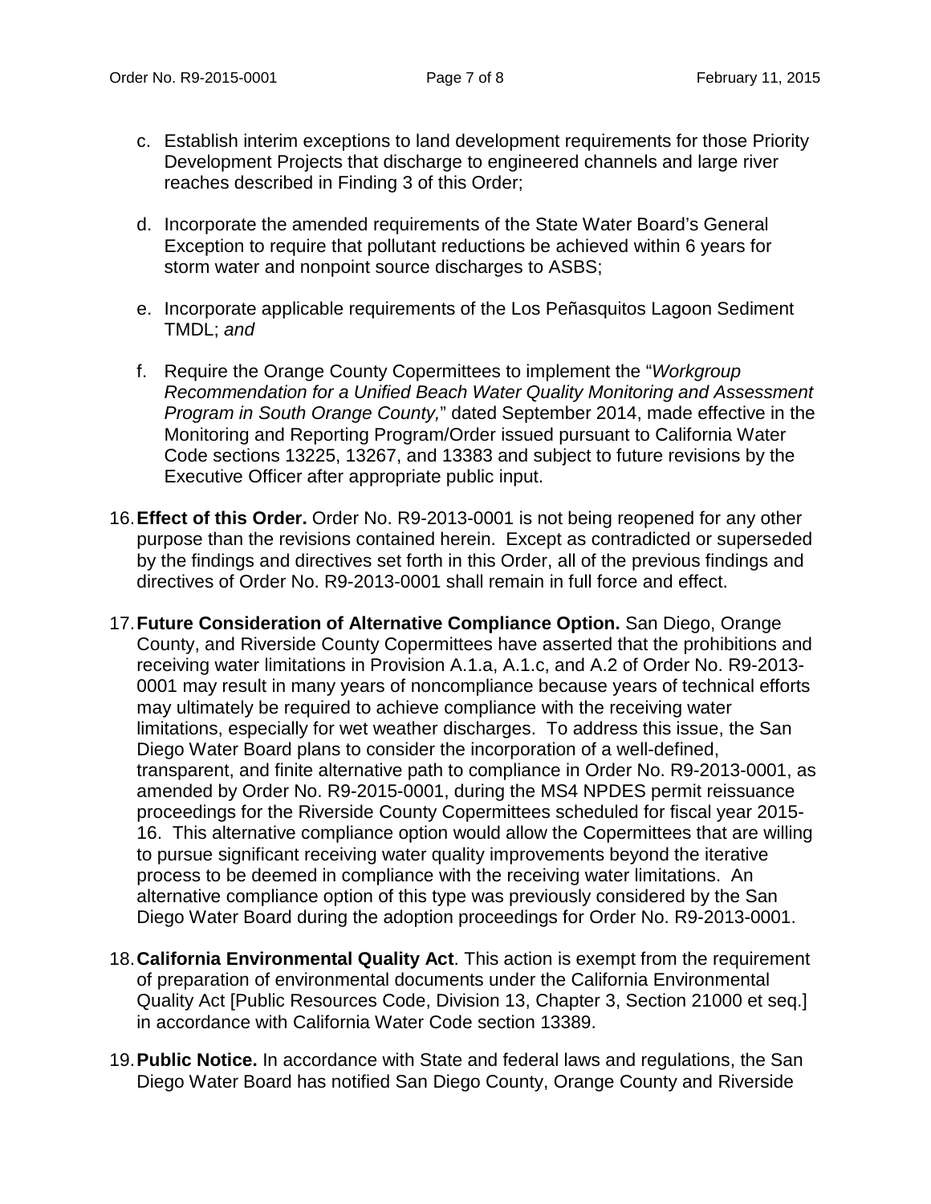c. Establish interim exceptions to land development requirements for those Priority Development Projects that discharge to engineered channels and large river reaches described in Finding 3 of this Order;

d. Incorporate the amended requirements of the State Water Board's General Exception to require that pollutant reductions be achieved within 6 years for storm water and nonpoint source discharges to ASBS;

e. Incorporate applicable requirements of the Los Peñasquitos Lagoon Sediment TMDL; *and*

f. Require the Orange County Copermittees to implement the "*Workgroup Recommendation for a Unified Beach Water Quality Monitoring and Assessment Program in South Orange County,*" dated September 2014, made effective in the Monitoring and Reporting Program/Order issued pursuant to California Water Code sections 13225, 13267, and 13383 and subject to future revisions by the Executive Officer after appropriate public input.

16. **Effect of this Order.** Order No. R9-2013-0001 is not being reopened for any other purpose than the revisions contained herein. Except as contradicted or superseded by the findings and directives set forth in this Order, all of the previous findings and directives of Order No. R9-2013-0001 shall remain in full force and effect.

17. **Future Consideration of Alternative Compliance Option.** San Diego, Orange County, and Riverside County Copermittees have asserted that the prohibitions and receiving water limitations in Provision A.1.a, A.1.c, and A.2 of Order No. R9-2013-0001 may result in many years of noncompliance because years of technical efforts may ultimately be required to achieve compliance with the receiving water limitations, especially for wet weather discharges. To address this issue, the San Diego Water Board plans to consider the incorporation of a well-defined, transparent, and finite alternative path to compliance in Order No. R9-2013-0001, as amended by Order No. R9-2015-0001, during the MS4 NPDES permit reissuance proceedings for the Riverside County Copermittees scheduled for fiscal year 2015-16. This alternative compliance option would allow the Copermittees that are willing to pursue significant receiving water quality improvements beyond the iterative process to be deemed in compliance with the receiving water limitations. An alternative compliance option of this type was previously considered by the San Diego Water Board during the adoption proceedings for Order No. R9-2013-0001.

18. **California Environmental Quality Act**. This action is exempt from the requirement of preparation of environmental documents under the California Environmental Quality Act [Public Resources Code, Division 13, Chapter 3, Section 21000 et seq.] in accordance with California Water Code section 13389.

19. **Public Notice.** In accordance with State and federal laws and regulations, the San Diego Water Board has notified San Diego County, Orange County and Riverside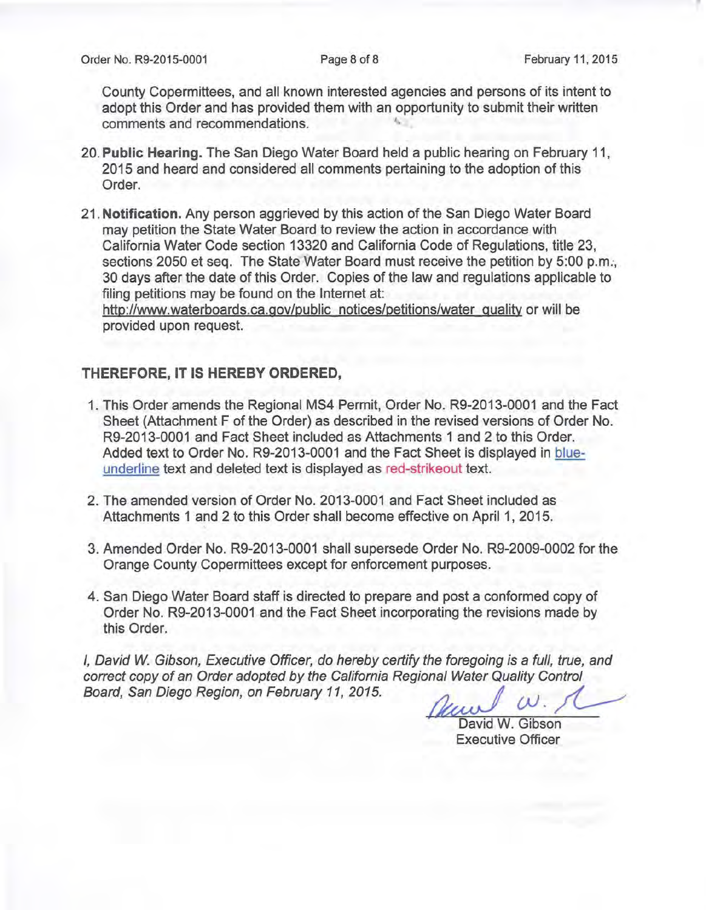County Copermittees, and all known interested agencies and persons of its intent to adopt this Order and has provided them with an opportunity to submit their written comments and recommendations.

20. **Public Hearing.** The San Diego Water Board held a public hearing on February 11, 2015 and heard and considered all comments pertaining to the adoption of this Order.

21. **Notification.** Any person aggrieved by this action of the San Diego Water Board may petition the State Water Board to review the action in accordance with California Water Code section 13320 and California Code of Regulations, title 23, sections 2050 et seq. The State Water Board must receive the petition by 5:00 p.m., 30 days after the date of this Order. Copies of the law and regulations applicable to filing petitions may be found on the Internet at: http://www.waterboards.ca.gov/public_notices/petitions/water_quality or will be provided upon request.

## THEREFORE, IT IS HEREBY ORDERED,

1. This Order amends the Regional MS4 Permit, Order No. R9-2013-0001 and the Fact Sheet (Attachment F of the Order) as described in the revised versions of Order No. R9-2013-0001 and Fact Sheet included as Attachments 1 and 2 to this Order. Added text to Order No. R9-2013-0001 and the Fact Sheet is displayed in <u>blue-underline</u> text and deleted text is displayed as ~~red-strikeout~~ text.

2. The amended version of Order No. 2013-0001 and Fact Sheet included as Attachments 1 and 2 to this Order shall become effective on April 1, 2015.

3. Amended Order No. R9-2013-0001 shall supersede Order No. R9-2009-0002 for the Orange County Copermittees except for enforcement purposes.

4. San Diego Water Board staff is directed to prepare and post a conformed copy of Order No. R9-2013-0001 and the Fact Sheet incorporating the revisions made by this Order.

*I, David W. Gibson, Executive Officer, do hereby certify the foregoing is a full, true, and correct copy of an Order adopted by the California Regional Water Quality Control Board, San Diego Region, on February 11, 2015.*

David W. Gibson
Executive Officer